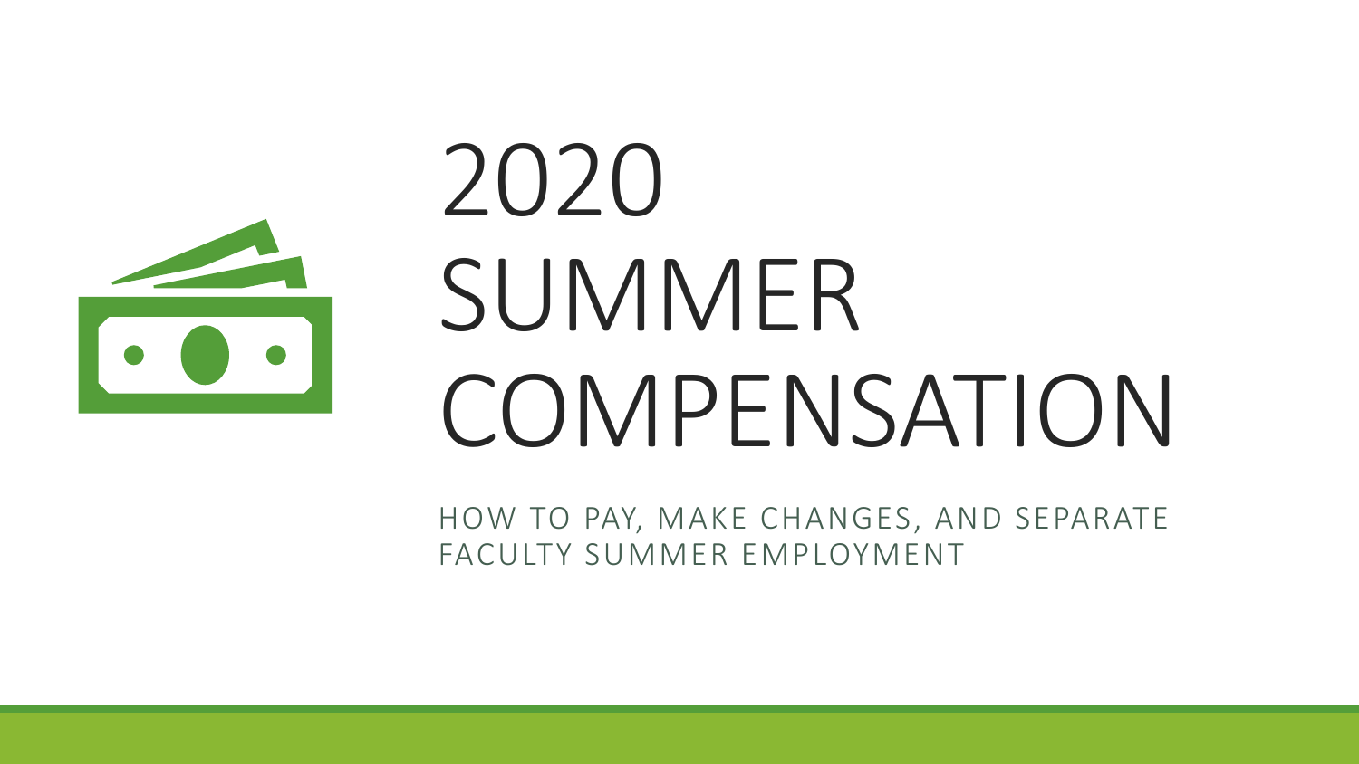# 2020 SUMMER COMPENSATION

HOW TO PAY, MAKE CHANGES, AND SEPARATE FACULTY SUMMER EMPLOYMENT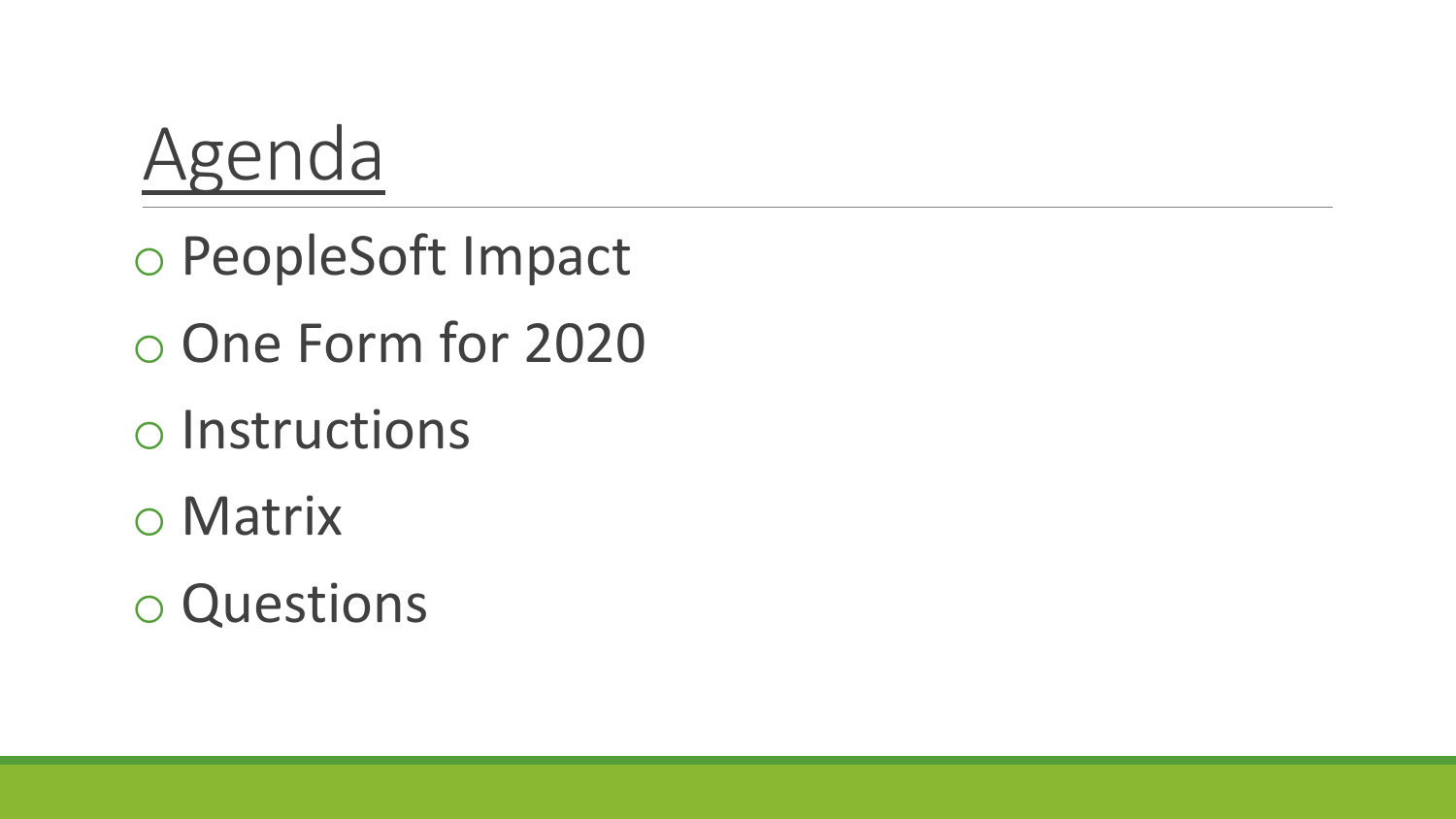# Agenda

- PeopleSoft Impact
- One Form for 2020
- Instructions
- Matrix
- Questions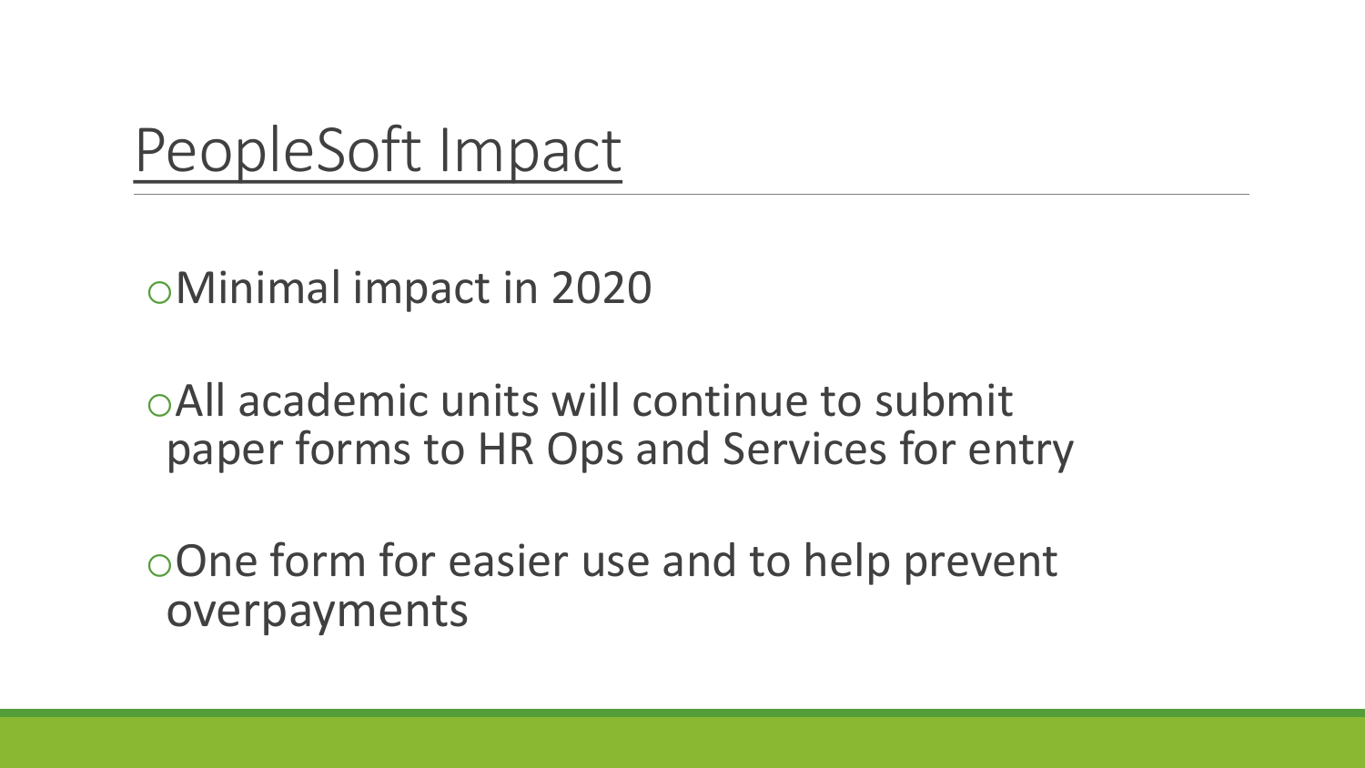# PeopleSoft Impact

- Minimal impact in 2020
- All academic units will continue to submit paper forms to HR Ops and Services for entry
- One form for easier use and to help prevent overpayments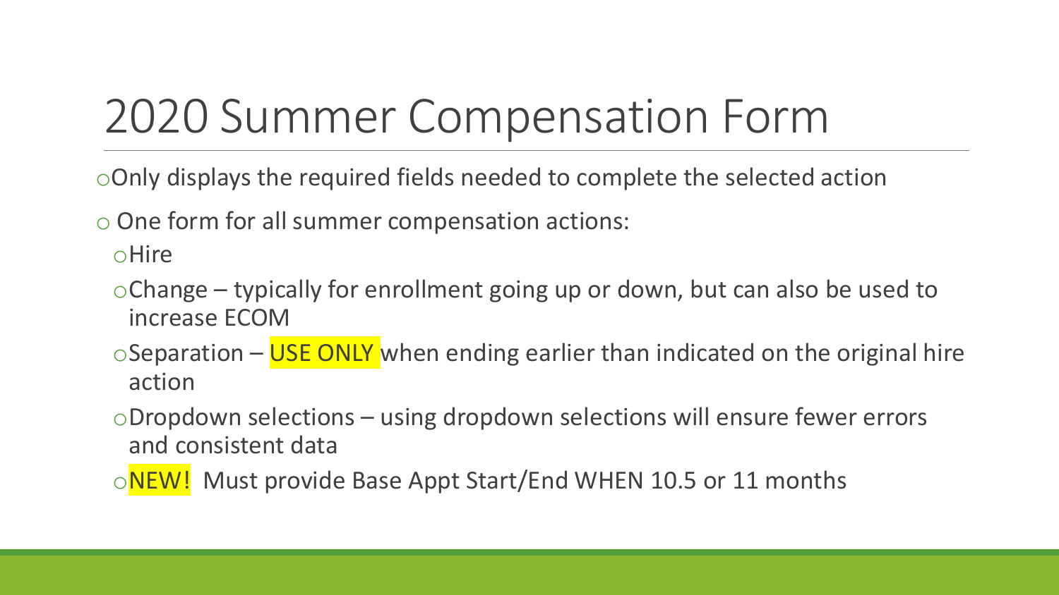# 2020 Summer Compensation Form

- Only displays the required fields needed to complete the selected action
- One form for all summer compensation actions:
  - Hire
  - Change – typically for enrollment going up or down, but can also be used to increase ECOM
  - Separation – **USE ONLY** when ending earlier than indicated on the original hire action
  - Dropdown selections – using dropdown selections will ensure fewer errors and consistent data
  - **NEW!** Must provide Base Appt Start/End WHEN 10.5 or 11 months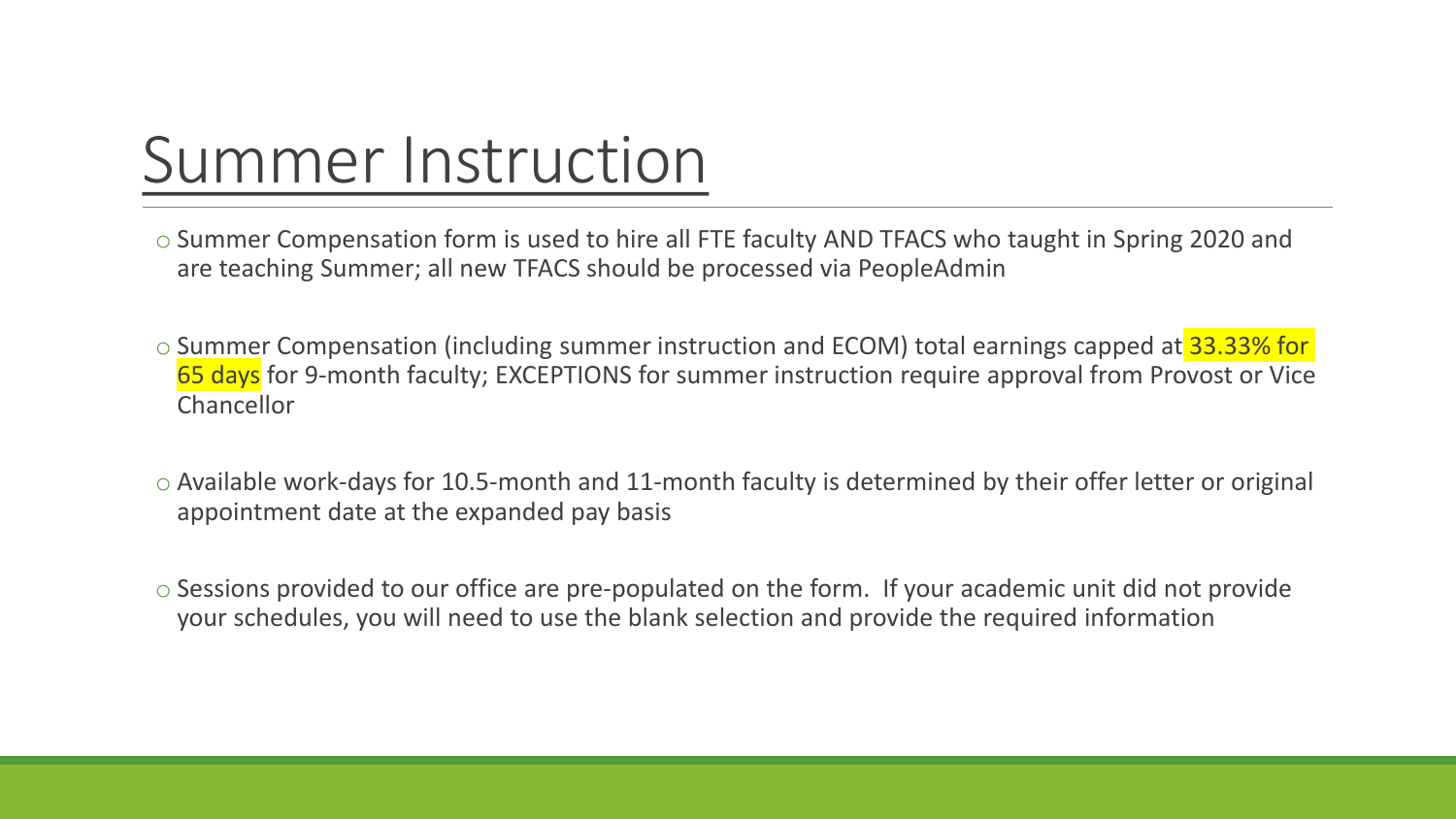# Summer Instruction

- Summer Compensation form is used to hire all FTE faculty AND TFACS who taught in Spring 2020 and are teaching Summer; all new TFACS should be processed via PeopleAdmin
- Summer Compensation (including summer instruction and ECOM) total earnings capped at 33.33% for 65 days for 9-month faculty; EXCEPTIONS for summer instruction require approval from Provost or Vice Chancellor
- Available work-days for 10.5-month and 11-month faculty is determined by their offer letter or original appointment date at the expanded pay basis
- Sessions provided to our office are pre-populated on the form. If your academic unit did not provide your schedules, you will need to use the blank selection and provide the required information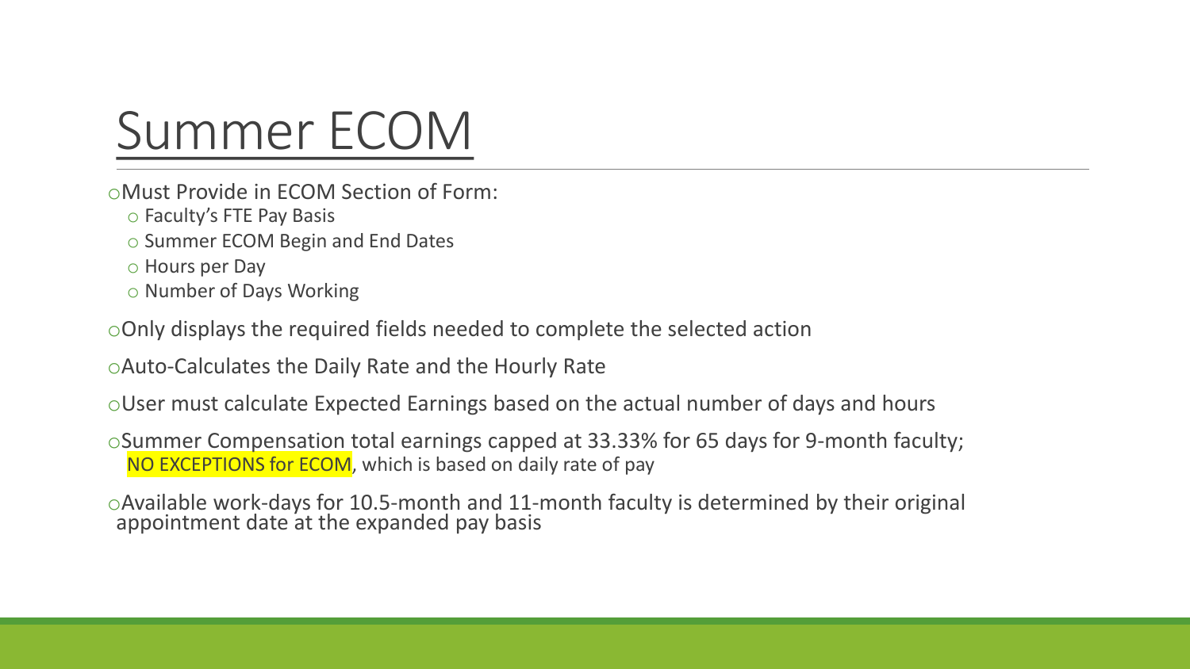# Summer ECOM

- Must Provide in ECOM Section of Form:
  - Faculty's FTE Pay Basis
  - Summer ECOM Begin and End Dates
  - Hours per Day
  - Number of Days Working
- Only displays the required fields needed to complete the selected action
- Auto-Calculates the Daily Rate and the Hourly Rate
- User must calculate Expected Earnings based on the actual number of days and hours
- Summer Compensation total earnings capped at 33.33% for 65 days for 9-month faculty; NO EXCEPTIONS for ECOM, which is based on daily rate of pay
- Available work-days for 10.5-month and 11-month faculty is determined by their original appointment date at the expanded pay basis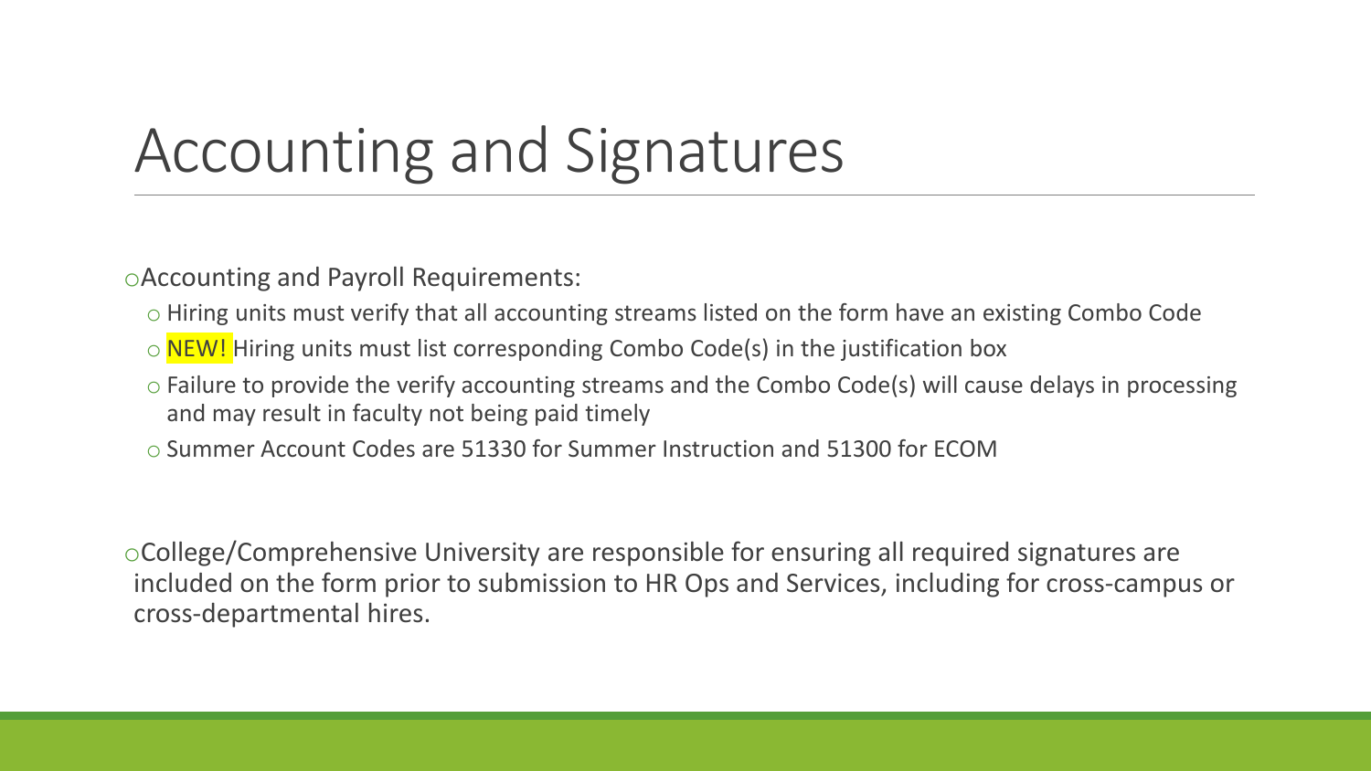# Accounting and Signatures

- Accounting and Payroll Requirements:
  - Hiring units must verify that all accounting streams listed on the form have an existing Combo Code
  - NEW! Hiring units must list corresponding Combo Code(s) in the justification box
  - Failure to provide the verify accounting streams and the Combo Code(s) will cause delays in processing and may result in faculty not being paid timely
  - Summer Account Codes are 51330 for Summer Instruction and 51300 for ECOM

- College/Comprehensive University are responsible for ensuring all required signatures are included on the form prior to submission to HR Ops and Services, including for cross-campus or cross-departmental hires.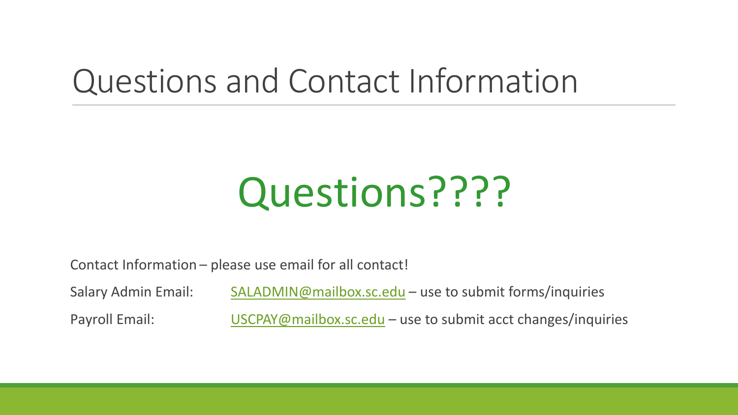# Questions and Contact Information

## Questions????

Contact Information – please use email for all contact!

Salary Admin Email: SALADMIN@mailbox.sc.edu – use to submit forms/inquiries

Payroll Email: USCPAY@mailbox.sc.edu – use to submit acct changes/inquiries